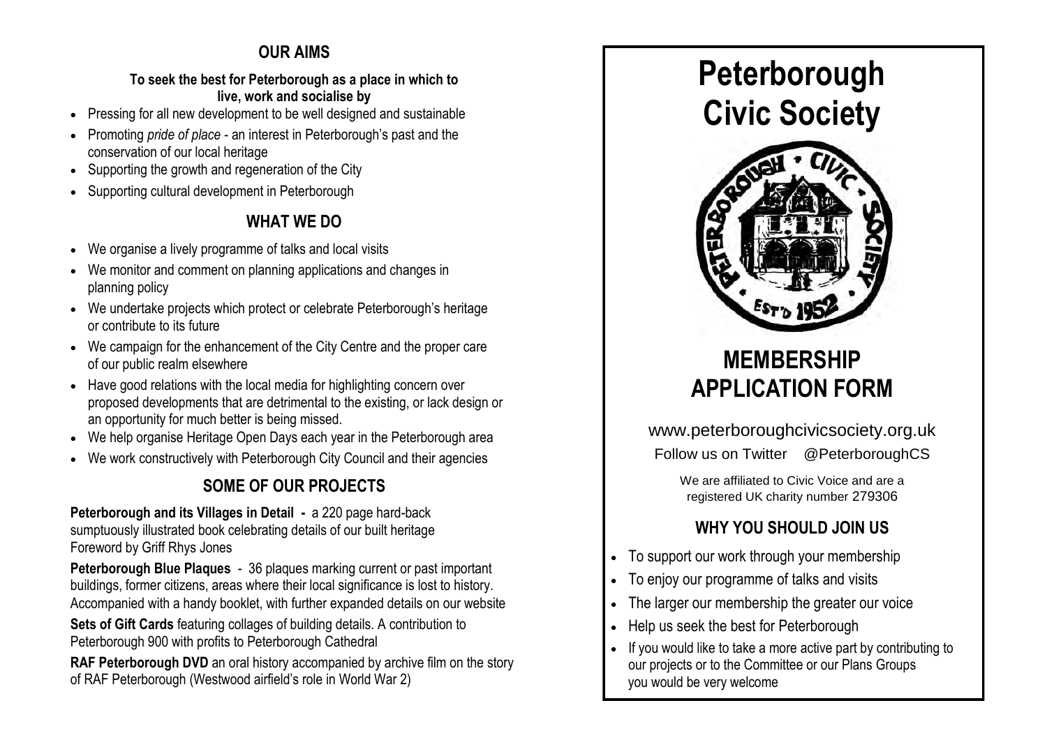## OUR AIMS

**To seek the best for Peterborough as a place in which to live, work and socialise by**

- Pressing for all new development to be well designed and sustainable
- Promoting *pride of place* - an interest in Peterborough's past and the conservation of our local heritage
- Supporting the growth and regeneration of the City
- Supporting cultural development in Peterborough

## WHAT WE DO

- We organise a lively programme of talks and local visits
- We monitor and comment on planning applications and changes in planning policy
- We undertake projects which protect or celebrate Peterborough's heritage or contribute to its future
- We campaign for the enhancement of the City Centre and the proper care of our public realm elsewhere
- Have good relations with the local media for highlighting concern over proposed developments that are detrimental to the existing, or lack design or an opportunity for much better is being missed.
- We help organise Heritage Open Days each year in the Peterborough area
- We work constructively with Peterborough City Council and their agencies

## SOME OF OUR PROJECTS

**Peterborough and its Villages in Detail -** a 220 page hard-back sumptuously illustrated book celebrating details of our built heritage Foreword by Griff Rhys Jones

**Peterborough Blue Plaques** - 36 plaques marking current or past important buildings, former citizens, areas where their local significance is lost to history. Accompanied with a handy booklet, with further expanded details on our website

**Sets of Gift Cards** featuring collages of building details. A contribution to Peterborough 900 with profits to Peterborough Cathedral

**RAF Peterborough DVD** an oral history accompanied by archive film on the story of RAF Peterborough (Westwood airfield's role in World War 2)

# Peterborough Civic Society

PETERBOROUGH • CIVIC • SOCIETY • EST'D 1952

# MEMBERSHIP APPLICATION FORM

www.peterboroughcivicsociety.org.uk

Follow us on Twitter @PeterboroughCS

We are affiliated to Civic Voice and are a registered UK charity number 279306

## WHY YOU SHOULD JOIN US

- To support our work through your membership
- To enjoy our programme of talks and visits
- The larger our membership the greater our voice
- Help us seek the best for Peterborough
- If you would like to take a more active part by contributing to our projects or to the Committee or our Plans Groups you would be very welcome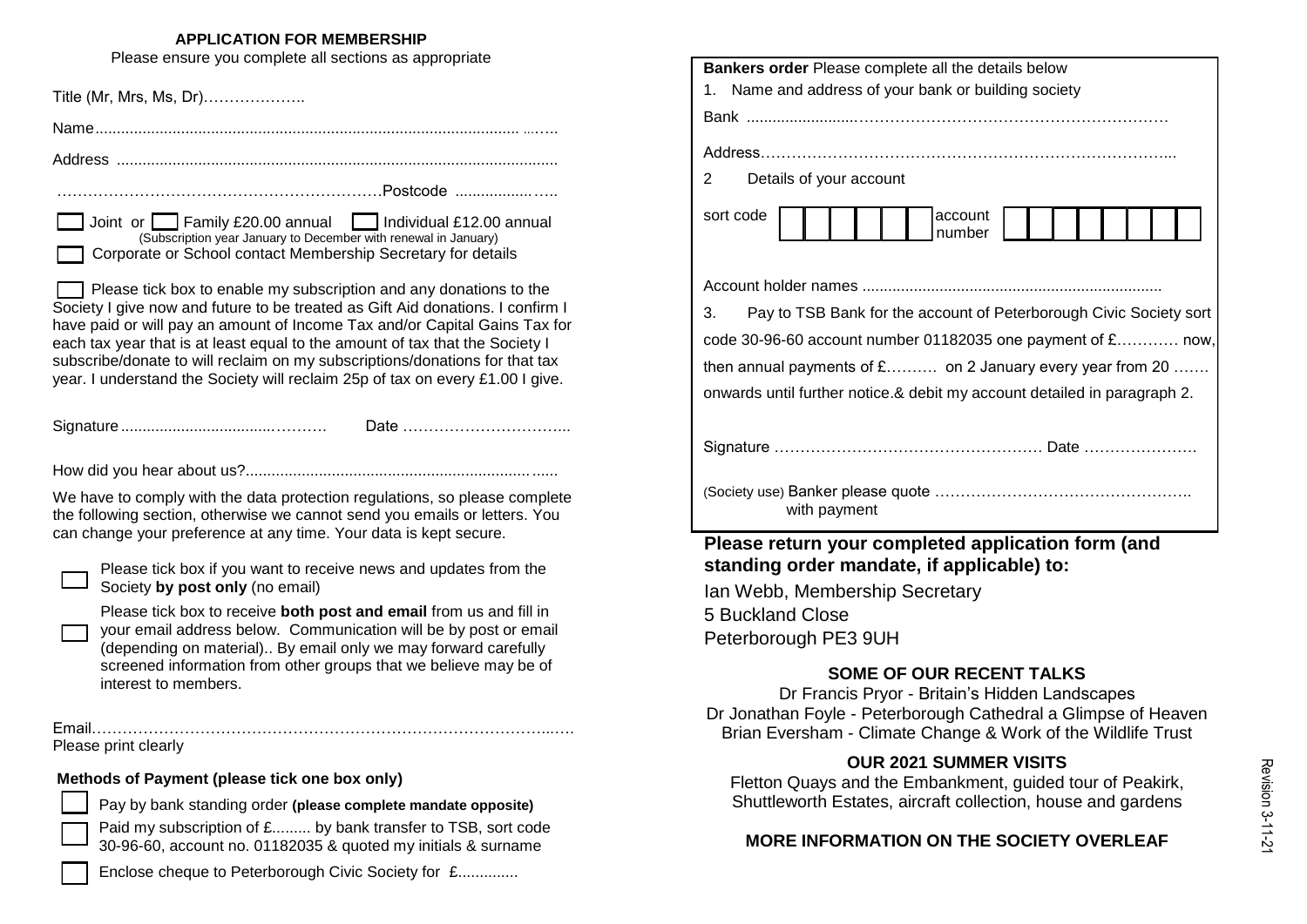## APPLICATION FOR MEMBERSHIP

Please ensure you complete all sections as appropriate

Title (Mr, Mrs, Ms, Dr)………………..

Name.................................................................................................. ….…

Address ......................................................................................................

………………………………………………………Postcode .................…..

☐ Joint or ☐ Family £20.00 annual ☐ Individual £12.00 annual
(Subscription year January to December with renewal in January)
☐ Corporate or School contact Membership Secretary for details

☐ Please tick box to enable my subscription and any donations to the Society I give now and future to be treated as Gift Aid donations. I confirm I have paid or will pay an amount of Income Tax and/or Capital Gains Tax for each tax year that is at least equal to the amount of tax that the Society I subscribe/donate to will reclaim on my subscriptions/donations for that tax year. I understand the Society will reclaim 25p of tax on every £1.00 I give.

Signature .................................………  Date …………………………...

How did you hear about us?...................................................................

We have to comply with the data protection regulations, so please complete the following section, otherwise we cannot send you emails or letters. You can change your preference at any time. Your data is kept secure.

☐ Please tick box if you want to receive news and updates from the Society **by post only** (no email)

☐ Please tick box to receive **both post and email** from us and fill in your email address below. Communication will be by post or email (depending on material).. By email only we may forward carefully screened information from other groups that we believe may be of interest to members.

Email……………………………………………………………………………...….
Please print clearly

**Methods of Payment (please tick one box only)**

☐ Pay by bank standing order **(please complete mandate opposite)**

☐ Paid my subscription of £......... by bank transfer to TSB, sort code 30-96-60, account no. 01182035 & quoted my initials & surname

☐ Enclose cheque to Peterborough Civic Society for £..............

**Bankers order** Please complete all the details below

1. Name and address of your bank or building society

Bank ........................……………………………………………………

Address……………………………………………………………………...

2 Details of your account

sort code ☐☐☐☐☐☐ account number ☐☐☐☐☐☐☐☐

Account holder names .....................................................................

3. Pay to TSB Bank for the account of Peterborough Civic Society sort code 30-96-60 account number 01182035 one payment of £………… now, then annual payments of £………. on 2 January every year from 20 ……. onwards until further notice.& debit my account detailed in paragraph 2.

Signature ……………………………………………… Date ………………….

(Society use) Banker please quote …………………………………………. with payment

### Please return your completed application form (and standing order mandate, if applicable) to:

Ian Webb, Membership Secretary
5 Buckland Close
Peterborough PE3 9UH

### SOME OF OUR RECENT TALKS

Dr Francis Pryor - Britain's Hidden Landscapes
Dr Jonathan Foyle - Peterborough Cathedral a Glimpse of Heaven
Brian Eversham - Climate Change & Work of the Wildlife Trust

### OUR 2021 SUMMER VISITS

Fletton Quays and the Embankment, guided tour of Peakirk, Shuttleworth Estates, aircraft collection, house and gardens

### MORE INFORMATION ON THE SOCIETY OVERLEAF

Revision 3-11-21